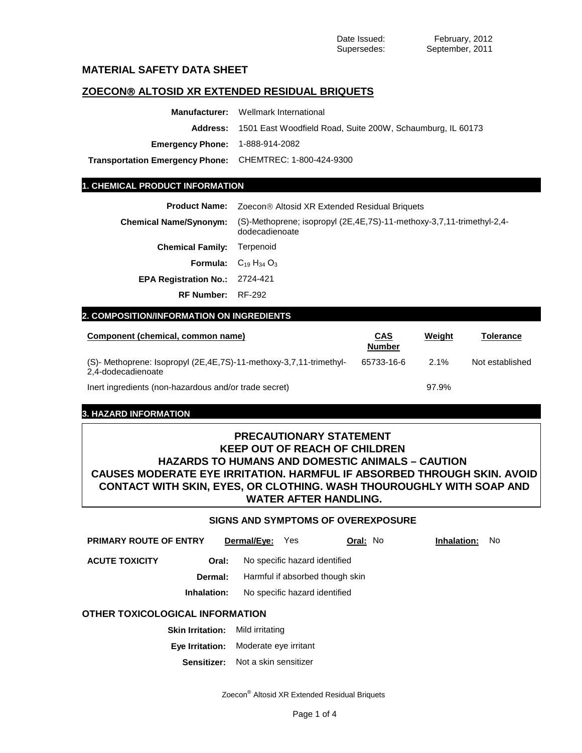Date Issued: February, 2012
Supersedes: September, 2011

# MATERIAL SAFETY DATA SHEET

## ZOECON® ALTOSID XR EXTENDED RESIDUAL BRIQUETS

| | |
|---|---|
| **Manufacturer:** | Wellmark International |
| **Address:** | 1501 East Woodfield Road, Suite 200W, Schaumburg, IL 60173 |
| **Emergency Phone:** | 1-888-914-2082 |
| **Transportation Emergency Phone:** | CHEMTREC: 1-800-424-9300 |

## 1. CHEMICAL PRODUCT INFORMATION

| | |
|---|---|
| **Product Name:** | Zoecon® Altosid XR Extended Residual Briquets |
| **Chemical Name/Synonym:** | (S)-Methoprene; isopropyl (2E,4E,7S)-11-methoxy-3,7,11-trimethyl-2,4-dodecadienoate |
| **Chemical Family:** | Terpenoid |
| **Formula:** | $C_{19} H_{34} O_3$ |
| **EPA Registration No.:** | 2724-421 |
| **RF Number:** | RF-292 |

## 2. COMPOSITION/INFORMATION ON INGREDIENTS

| Component (chemical, common name) | CAS Number | Weight | Tolerance |
|---|---|---|---|
| (S)- Methoprene: Isopropyl (2E,4E,7S)-11-methoxy-3,7,11-trimethyl-2,4-dodecadienoate | 65733-16-6 | 2.1% | Not established |
| Inert ingredients (non-hazardous and/or trade secret) | | 97.9% | |

## 3. HAZARD INFORMATION

**PRECAUTIONARY STATEMENT**
**KEEP OUT OF REACH OF CHILDREN**
**HAZARDS TO HUMANS AND DOMESTIC ANIMALS – CAUTION**
**CAUSES MODERATE EYE IRRITATION. HARMFUL IF ABSORBED THROUGH SKIN. AVOID CONTACT WITH SKIN, EYES, OR CLOTHING. WASH THOUROUGHLY WITH SOAP AND WATER AFTER HANDLING.**

### SIGNS AND SYMPTOMS OF OVEREXPOSURE

**PRIMARY ROUTE OF ENTRY** **Dermal/Eye:** Yes **Oral:** No **Inhalation:** No

| **ACUTE TOXICITY** | |
|---|---|
| **Oral:** | No specific hazard identified |
| **Dermal:** | Harmful if absorbed though skin |
| **Inhalation:** | No specific hazard identified |

### OTHER TOXICOLOGICAL INFORMATION

| | |
|---|---|
| **Skin Irritation:** | Mild irritating |
| **Eye Irritation:** | Moderate eye irritant |
| **Sensitizer:** | Not a skin sensitizer |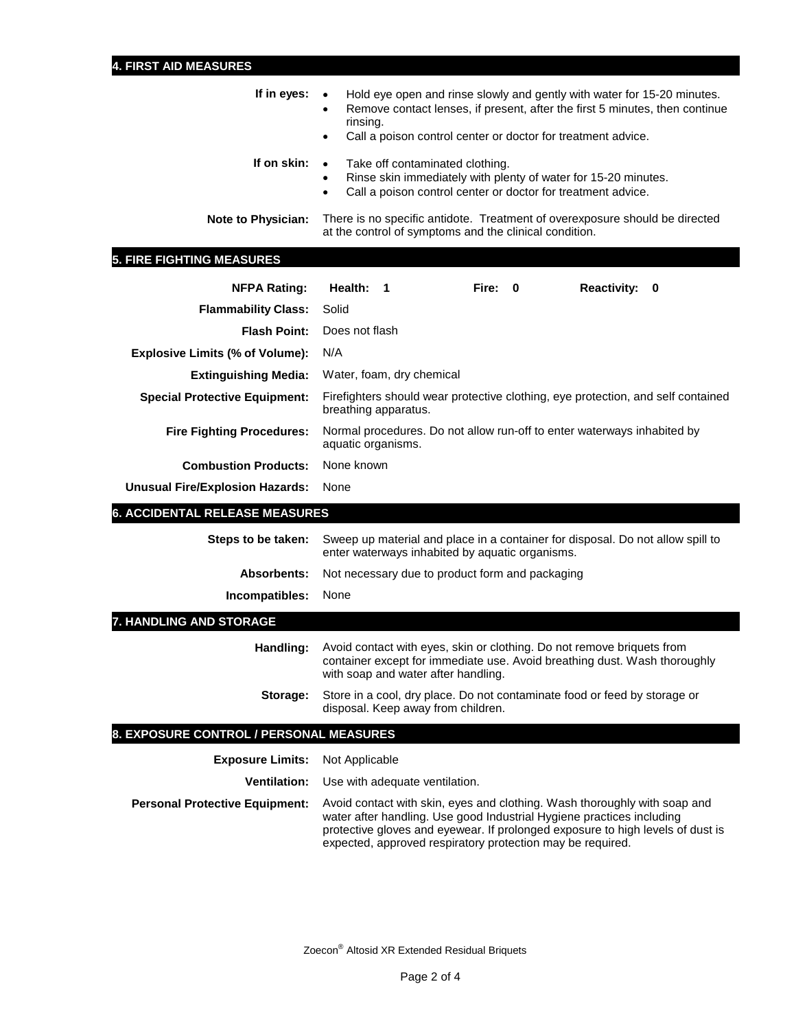## 4. FIRST AID MEASURES

**If in eyes:**
- Hold eye open and rinse slowly and gently with water for 15-20 minutes.
- Remove contact lenses, if present, after the first 5 minutes, then continue rinsing.
- Call a poison control center or doctor for treatment advice.

**If on skin:**
- Take off contaminated clothing.
- Rinse skin immediately with plenty of water for 15-20 minutes.
- Call a poison control center or doctor for treatment advice.

**Note to Physician:** There is no specific antidote. Treatment of overexposure should be directed at the control of symptoms and the clinical condition.

## 5. FIRE FIGHTING MEASURES

**NFPA Rating:** **Health: 1** **Fire: 0** **Reactivity: 0**

**Flammability Class:** Solid

**Flash Point:** Does not flash

**Explosive Limits (% of Volume):** N/A

**Extinguishing Media:** Water, foam, dry chemical

**Special Protective Equipment:** Firefighters should wear protective clothing, eye protection, and self contained breathing apparatus.

**Fire Fighting Procedures:** Normal procedures. Do not allow run-off to enter waterways inhabited by aquatic organisms.

**Combustion Products:** None known

**Unusual Fire/Explosion Hazards:** None

## 6. ACCIDENTAL RELEASE MEASURES

**Steps to be taken:** Sweep up material and place in a container for disposal. Do not allow spill to enter waterways inhabited by aquatic organisms.

**Absorbents:** Not necessary due to product form and packaging

**Incompatibles:** None

## 7. HANDLING AND STORAGE

**Handling:** Avoid contact with eyes, skin or clothing. Do not remove briquets from container except for immediate use. Avoid breathing dust. Wash thoroughly with soap and water after handling.

**Storage:** Store in a cool, dry place. Do not contaminate food or feed by storage or disposal. Keep away from children.

## 8. EXPOSURE CONTROL / PERSONAL MEASURES

**Exposure Limits:** Not Applicable

**Ventilation:** Use with adequate ventilation.

**Personal Protective Equipment:** Avoid contact with skin, eyes and clothing. Wash thoroughly with soap and water after handling. Use good Industrial Hygiene practices including protective gloves and eyewear. If prolonged exposure to high levels of dust is expected, approved respiratory protection may be required.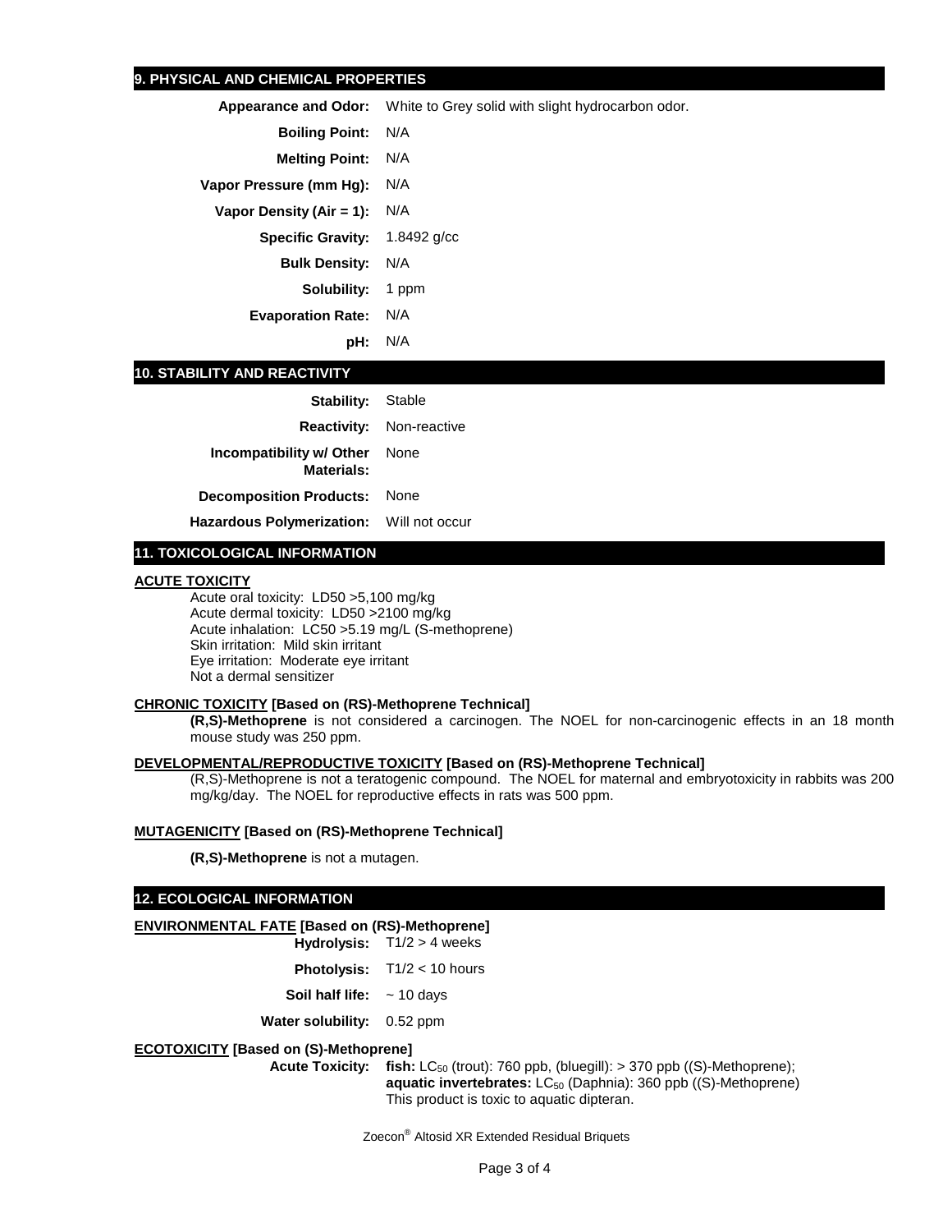## 9. PHYSICAL AND CHEMICAL PROPERTIES

| | |
|---|---|
| **Appearance and Odor:** | White to Grey solid with slight hydrocarbon odor. |
| **Boiling Point:** | N/A |
| **Melting Point:** | N/A |
| **Vapor Pressure (mm Hg):** | N/A |
| **Vapor Density (Air = 1):** | N/A |
| **Specific Gravity:** | 1.8492 g/cc |
| **Bulk Density:** | N/A |
| **Solubility:** | 1 ppm |
| **Evaporation Rate:** | N/A |
| **pH:** | N/A |

## 10. STABILITY AND REACTIVITY

| | |
|---|---|
| **Stability:** | Stable |
| **Reactivity:** | Non-reactive |
| **Incompatibility w/ Other Materials:** | None |
| **Decomposition Products:** | None |
| **Hazardous Polymerization:** | Will not occur |

## 11. TOXICOLOGICAL INFORMATION

**ACUTE TOXICITY**

Acute oral toxicity: LD50 >5,100 mg/kg
Acute dermal toxicity: LD50 >2100 mg/kg
Acute inhalation: LC50 >5.19 mg/L (S-methoprene)
Skin irritation: Mild skin irritant
Eye irritation: Moderate eye irritant
Not a dermal sensitizer

**CHRONIC TOXICITY [Based on (RS)-Methoprene Technical]**

**(R,S)-Methoprene** is not considered a carcinogen. The NOEL for non-carcinogenic effects in an 18 month mouse study was 250 ppm.

**DEVELOPMENTAL/REPRODUCTIVE TOXICITY [Based on (RS)-Methoprene Technical]**

(R,S)-Methoprene is not a teratogenic compound. The NOEL for maternal and embryotoxicity in rabbits was 200 mg/kg/day. The NOEL for reproductive effects in rats was 500 ppm.

**MUTAGENICITY [Based on (RS)-Methoprene Technical]**

**(R,S)-Methoprene** is not a mutagen.

## 12. ECOLOGICAL INFORMATION

**ENVIRONMENTAL FATE [Based on (RS)-Methoprene]**

| | |
|---|---|
| **Hydrolysis:** | T1/2 > 4 weeks |
| **Photolysis:** | T1/2 < 10 hours |
| **Soil half life:** | ~ 10 days |
| **Water solubility:** | 0.52 ppm |

**ECOTOXICITY [Based on (S)-Methoprene]**

**Acute Toxicity:** **fish:** $LC_{50}$ (trout): 760 ppb, (bluegill): > 370 ppb ((S)-Methoprene); **aquatic invertebrates:** $LC_{50}$ (Daphnia): 360 ppb ((S)-Methoprene)
This product is toxic to aquatic dipteran.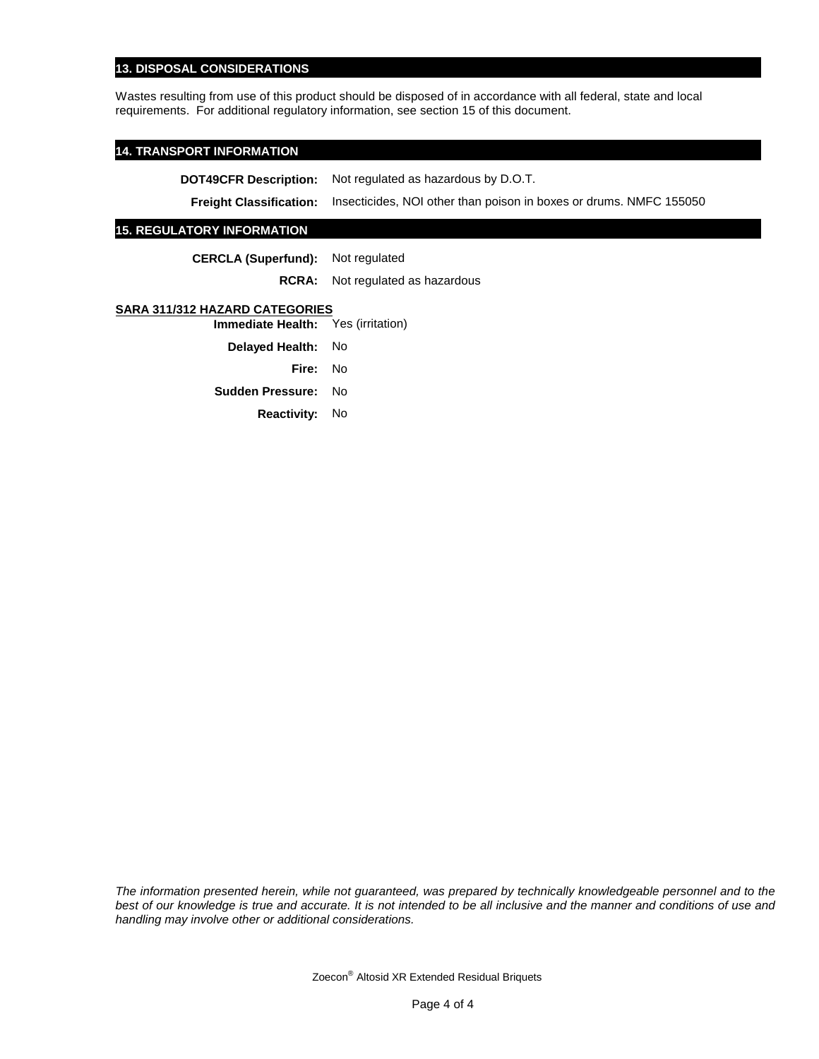## 13. DISPOSAL CONSIDERATIONS

Wastes resulting from use of this product should be disposed of in accordance with all federal, state and local requirements. For additional regulatory information, see section 15 of this document.

## 14. TRANSPORT INFORMATION

**DOT49CFR Description:** Not regulated as hazardous by D.O.T.

**Freight Classification:** Insecticides, NOI other than poison in boxes or drums. NMFC 155050

## 15. REGULATORY INFORMATION

**CERCLA (Superfund):** Not regulated

**RCRA:** Not regulated as hazardous

**SARA 311/312 HAZARD CATEGORIES**

**Immediate Health:** Yes (irritation)

**Delayed Health:** No

**Fire:** No

**Sudden Pressure:** No

**Reactivity:** No

*The information presented herein, while not guaranteed, was prepared by technically knowledgeable personnel and to the best of our knowledge is true and accurate. It is not intended to be all inclusive and the manner and conditions of use and handling may involve other or additional considerations.*